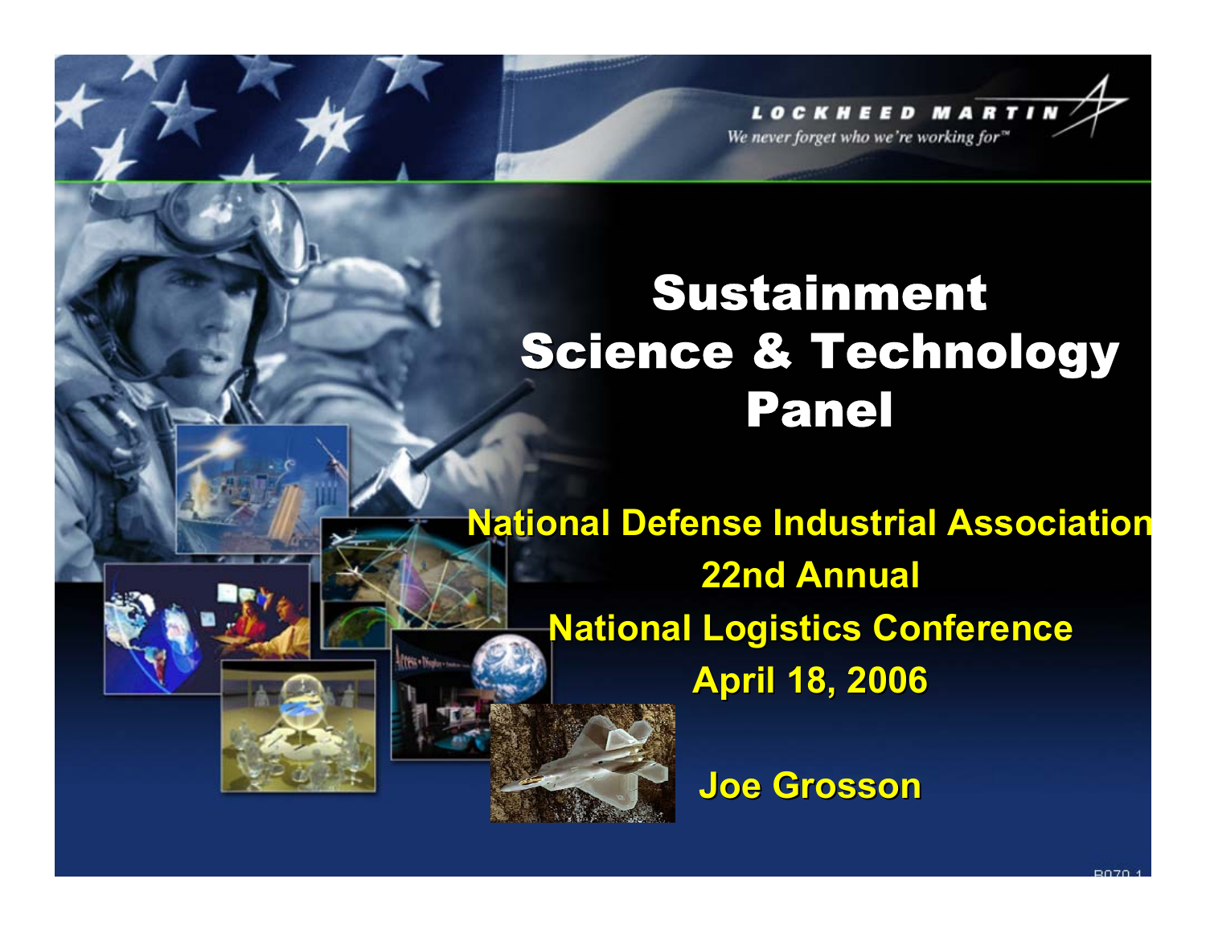# Sustainment Science & Technology Panel

**National Defense Industrial Association**

**22nd Annual**

**National Logistics Conference**

**April 18, 2006**

**Joe Grosson**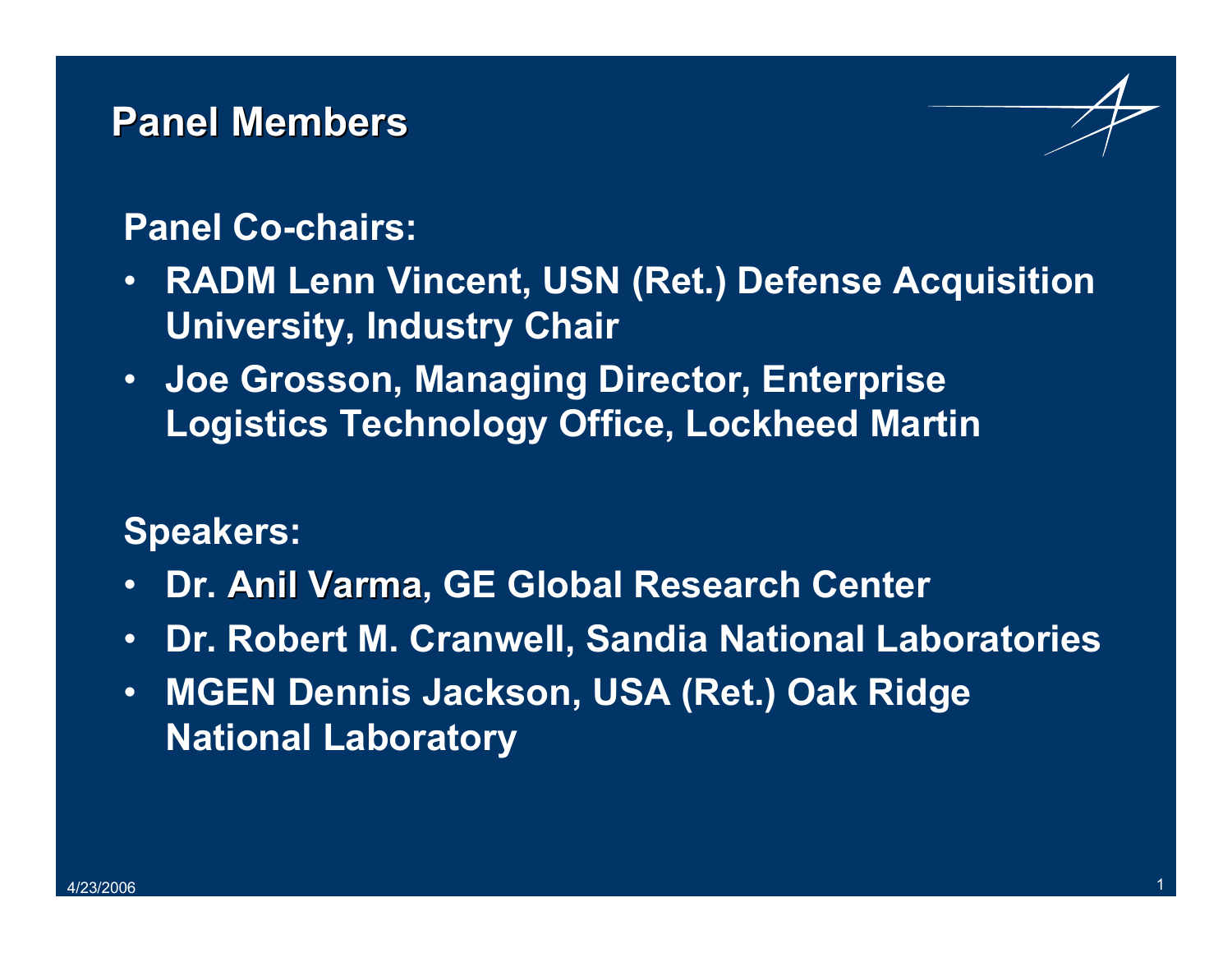# Panel Members

**Panel Co-chairs:**

- **RADM Lenn Vincent, USN (Ret.) Defense Acquisition University, Industry Chair**
- **Joe Grosson, Managing Director, Enterprise Logistics Technology Office, Lockheed Martin**

**Speakers:**

- **Dr. Anil Varma, GE Global Research Center**
- **Dr. Robert M. Cranwell, Sandia National Laboratories**
- **MGEN Dennis Jackson, USA (Ret.) Oak Ridge National Laboratory**

4/23/2006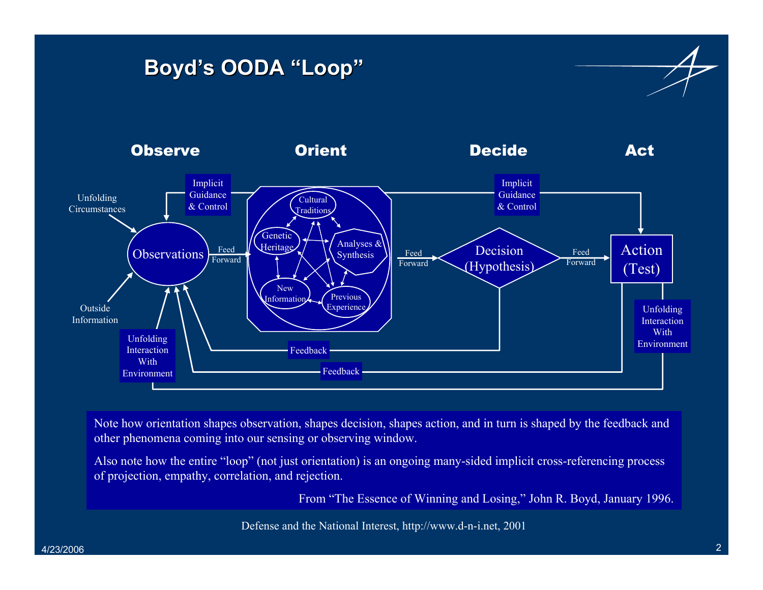# Boyd's OODA "Loop"

**Observe** — **Orient** — **Decide** — **Act**

Unfolding Circumstances

Outside Information

Unfolding Interaction With Environment

Implicit Guidance & Control

Observations

Feed Forward

Cultural Traditions

Genetic Heritage

Analyses & Synthesis

New Information

Previous Experience

Feed Forward

Implicit Guidance & Control

Decision (Hypothesis)

Feed Forward

Action (Test)

Unfolding Interaction With Environment

Feedback

Feedback

Note how orientation shapes observation, shapes decision, shapes action, and in turn is shaped by the feedback and other phenomena coming into our sensing or observing window.

Also note how the entire "loop" (not just orientation) is an ongoing many-sided implicit cross-referencing process of projection, empathy, correlation, and rejection.

From "The Essence of Winning and Losing," John R. Boyd, January 1996.

Defense and the National Interest, http://www.d-n-i.net, 2001

4/23/2006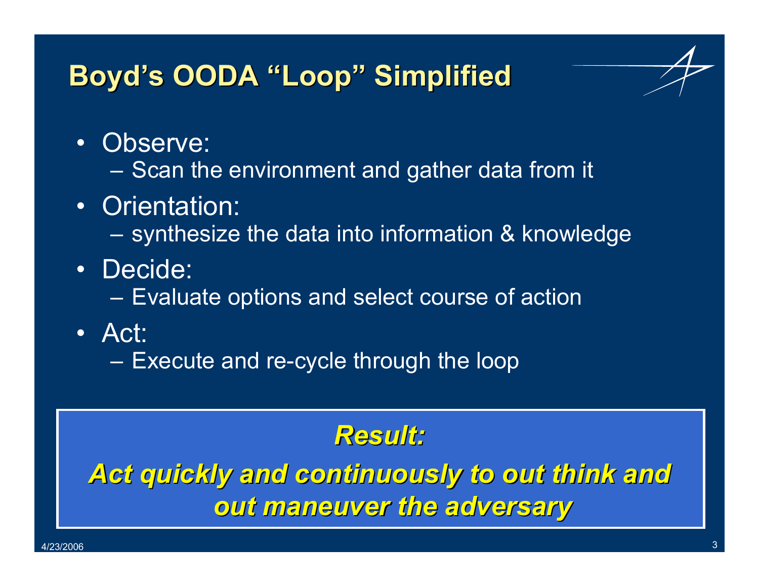# Boyd's OODA "Loop" Simplified

- Observe:
  - Scan the environment and gather data from it
- Orientation:
  - synthesize the data into information & knowledge
- Decide:
  - Evaluate options and select course of action
- Act:
  - Execute and re-cycle through the loop

***Result:***

***Act quickly and continuously to out think and out maneuver the adversary***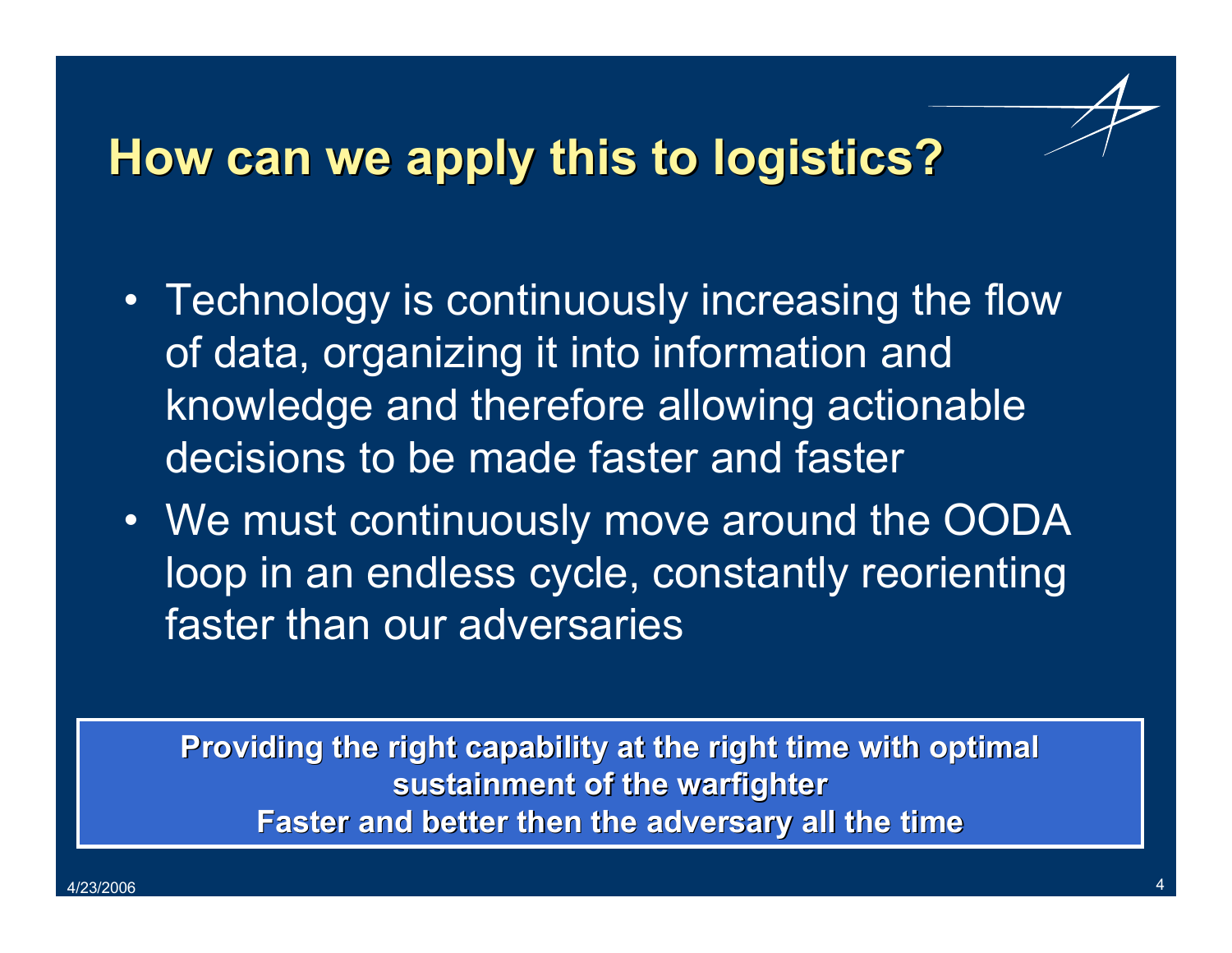# How can we apply this to logistics?

- Technology is continuously increasing the flow of data, organizing it into information and knowledge and therefore allowing actionable decisions to be made faster and faster
- We must continuously move around the OODA loop in an endless cycle, constantly reorienting faster than our adversaries

**Providing the right capability at the right time with optimal sustainment of the warfighter**
**Faster and better then the adversary all the time**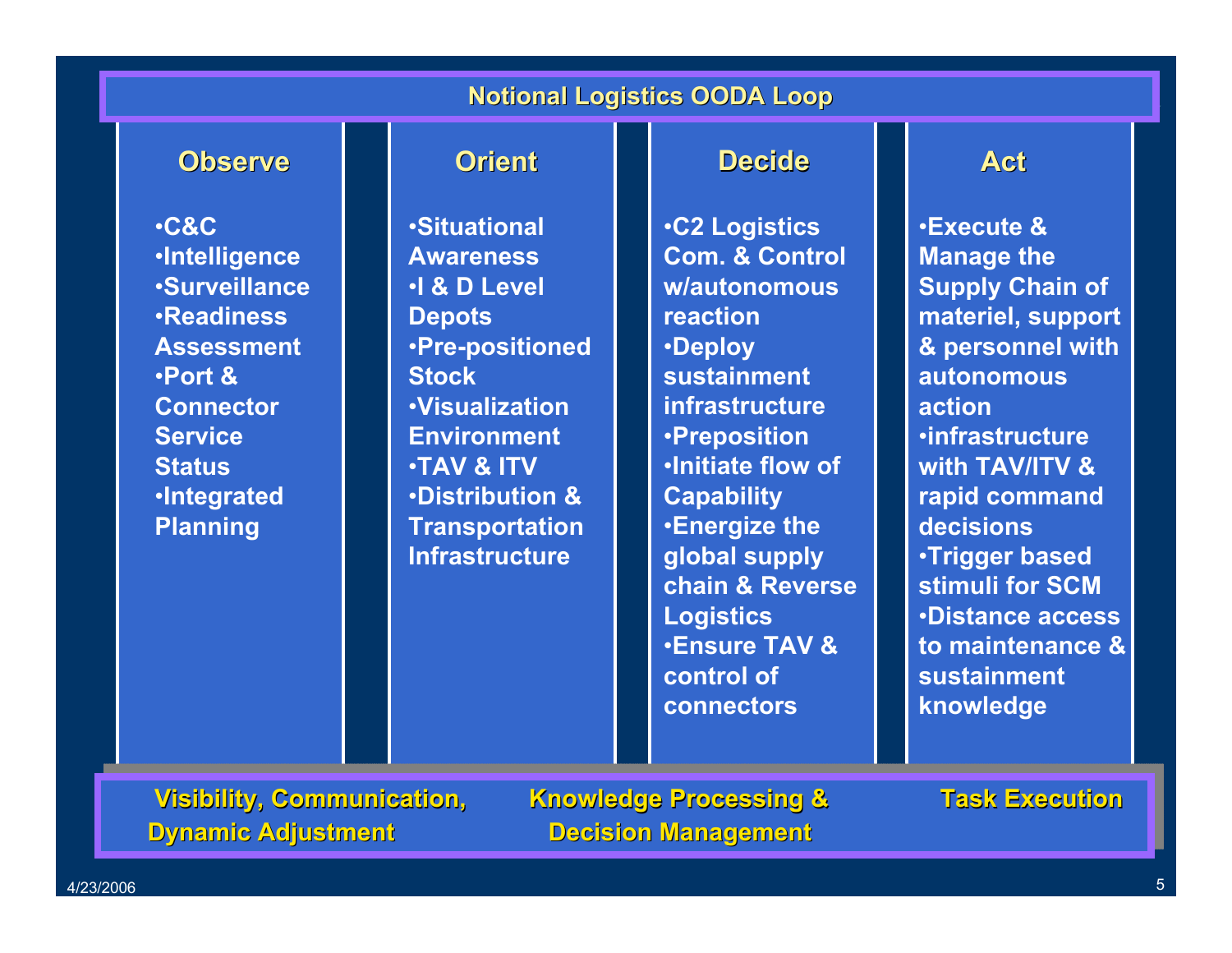# Notional Logistics OODA Loop

| Observe | Orient | Decide | Act |
|---|---|---|---|
| •C&C<br>•Intelligence<br>•Surveillance<br>•Readiness Assessment<br>•Port & Connector Service Status<br>•Integrated Planning | •Situational Awareness<br>•I & D Level Depots<br>•Pre-positioned Stock<br>•Visualization Environment<br>•TAV & ITV<br>•Distribution & Transportation Infrastructure | •C2 Logistics Com. & Control w/autonomous reaction<br>•Deploy sustainment infrastructure<br>•Preposition<br>•Initiate flow of Capability<br>•Energize the global supply chain & Reverse Logistics<br>•Ensure TAV & control of connectors | •Execute & Manage the Supply Chain of materiel, support & personnel with autonomous action<br>•infrastructure with TAV/ITV & rapid command decisions<br>•Trigger based stimuli for SCM<br>•Distance access to maintenance & sustainment knowledge |

**Visibility, Communication, Dynamic Adjustment** — **Knowledge Processing & Decision Management** — **Task Execution**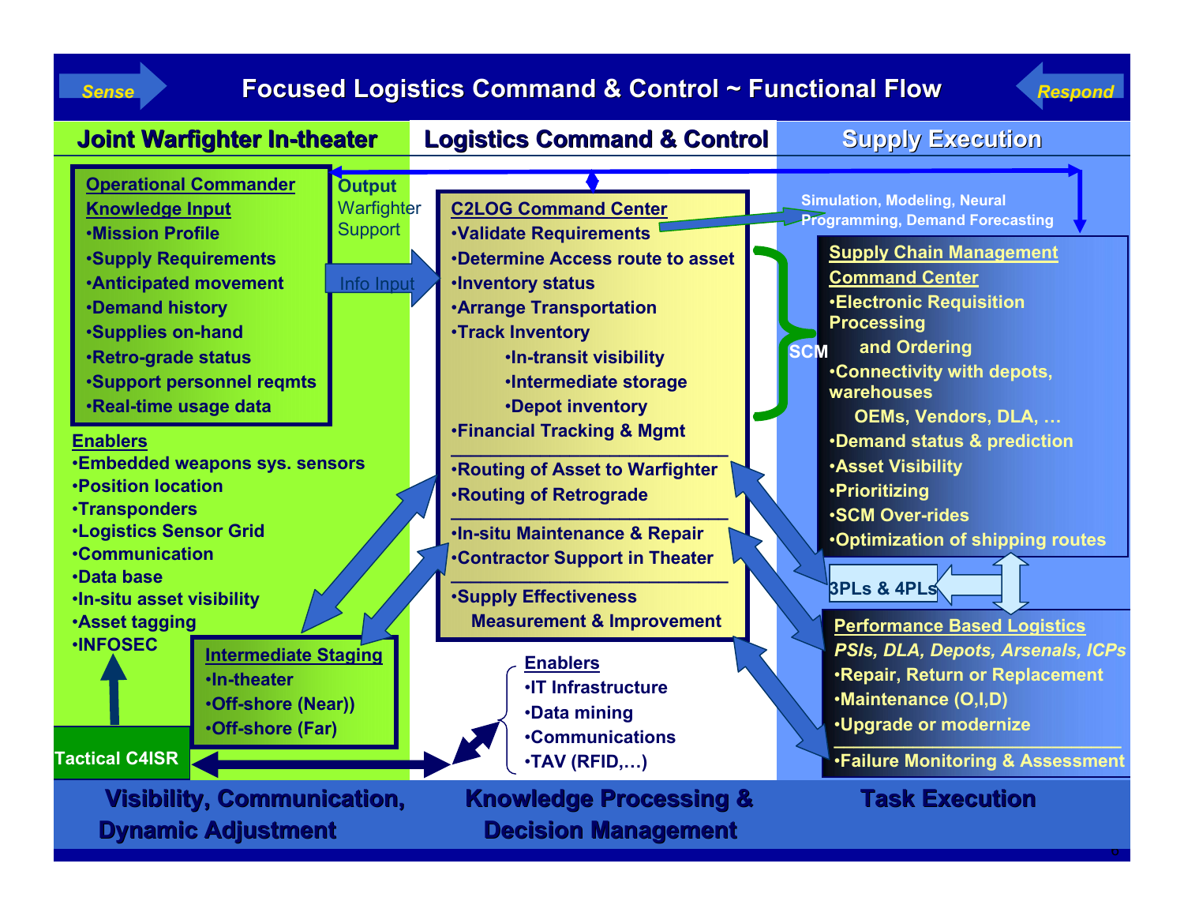# Focused Logistics Command & Control ~ Functional Flow

Sense → ← Respond

## Joint Warfighter In-theater

**Operational Commander Knowledge Input**
- Mission Profile
- Supply Requirements
- Anticipated movement
- Demand history
- Supplies on-hand
- Retro-grade status
- Support personnel reqmts
- Real-time usage data

Output Warfighter Support

Info Input

**Enablers**
- Embedded weapons sys. sensors
- Position location
- Transponders
- Logistics Sensor Grid
- Communication
- Data base
- In-situ asset visibility
- Asset tagging
- INFOSEC

**Intermediate Staging**
- In-theater
- Off-shore (Near))
- Off-shore (Far)

Tactical C4ISR

## Logistics Command & Control

**C2LOG Command Center**
- Validate Requirements
- Determine Access route to asset
- Inventory status
- Arrange Transportation
- Track Inventory
  - In-transit visibility
  - Intermediate storage
  - Depot inventory
- Financial Tracking & Mgmt

---

- Routing of Asset to Warfighter
- Routing of Retrograde

---

- In-situ Maintenance & Repair
- Contractor Support in Theater

---

- Supply Effectiveness Measurement & Improvement

**Enablers**
- IT Infrastructure
- Data mining
- Communications
- TAV (RFID,…)

SCM

## Supply Execution

Simulation, Modeling, Neural Programming, Demand Forecasting

**Supply Chain Management Command Center**
- Electronic Requisition Processing and Ordering
- Connectivity with depots, warehouses OEMs, Vendors, DLA, …
- Demand status & prediction
- Asset Visibility
- Prioritizing
- SCM Over-rides
- Optimization of shipping routes

3PLs & 4PLs

**Performance Based Logistics**

*PSIs, DLA, Depots, Arsenals, ICPs*
- Repair, Return or Replacement
- Maintenance (O,I,D)
- Upgrade or modernize

---

- Failure Monitoring & Assessment

**Visibility, Communication, Dynamic Adjustment** | **Knowledge Processing & Decision Management** | **Task Execution**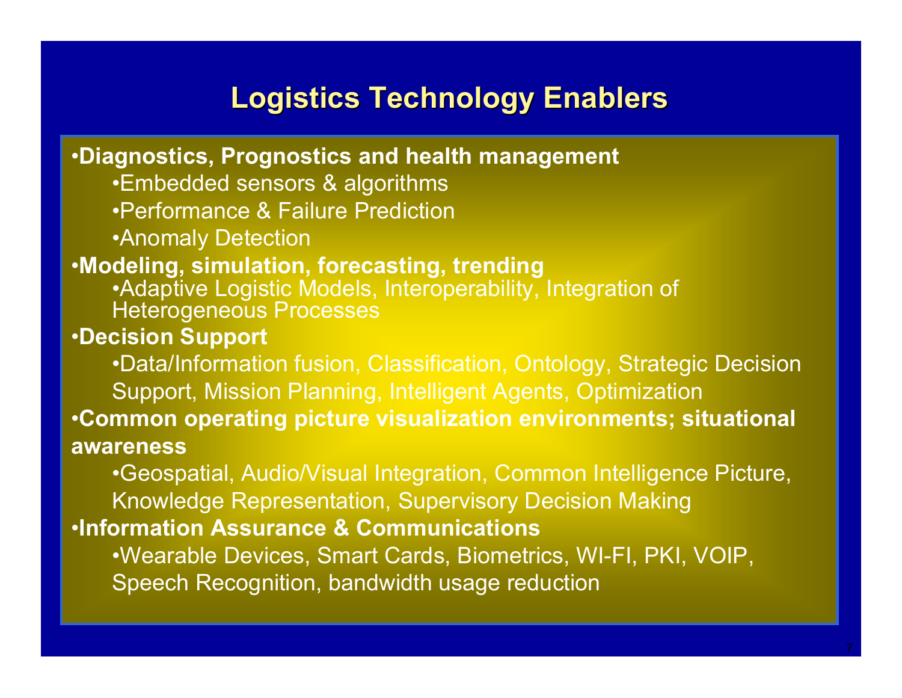# Logistics Technology Enablers

- **Diagnostics, Prognostics and health management**
  - Embedded sensors & algorithms
  - Performance & Failure Prediction
  - Anomaly Detection
- **Modeling, simulation, forecasting, trending**
  - Adaptive Logistic Models, Interoperability, Integration of Heterogeneous Processes
- **Decision Support**
  - Data/Information fusion, Classification, Ontology, Strategic Decision Support, Mission Planning, Intelligent Agents, Optimization
- **Common operating picture visualization environments; situational awareness**
  - Geospatial, Audio/Visual Integration, Common Intelligence Picture, Knowledge Representation, Supervisory Decision Making
- **Information Assurance & Communications**
  - Wearable Devices, Smart Cards, Biometrics, WI-FI, PKI, VOIP, Speech Recognition, bandwidth usage reduction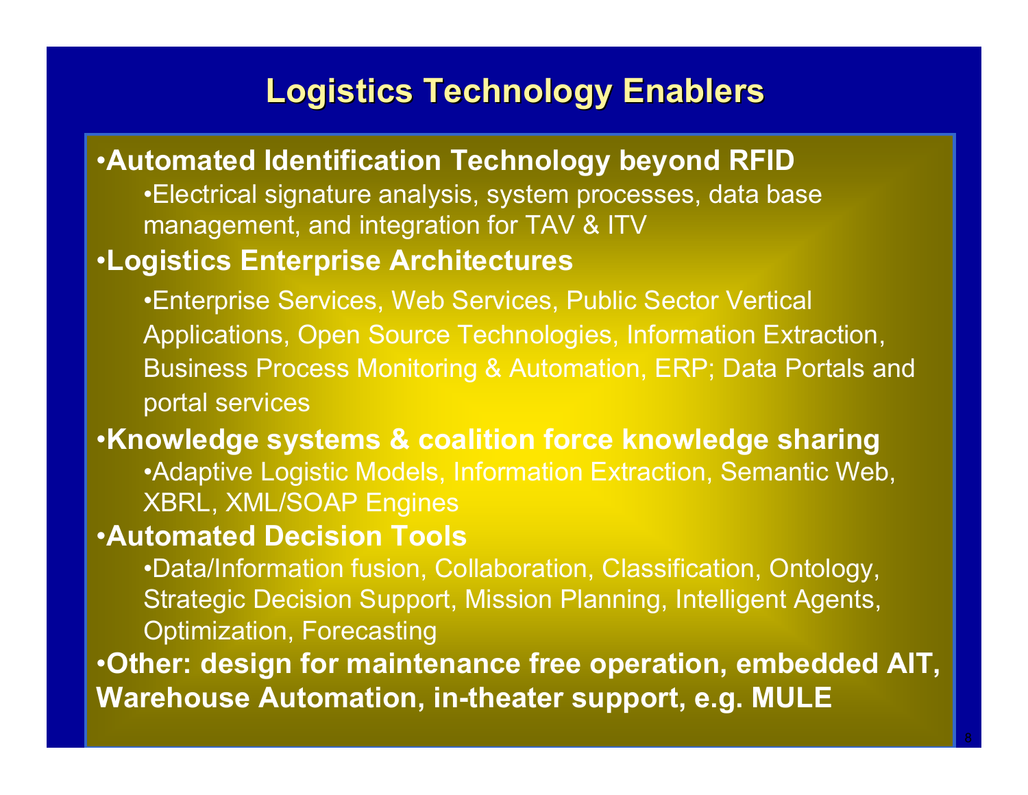# Logistics Technology Enablers

- **Automated Identification Technology beyond RFID**
  - Electrical signature analysis, system processes, data base management, and integration for TAV & ITV
- **Logistics Enterprise Architectures**
  - Enterprise Services, Web Services, Public Sector Vertical Applications, Open Source Technologies, Information Extraction, Business Process Monitoring & Automation, ERP; Data Portals and portal services
- **Knowledge systems & coalition force knowledge sharing**
  - Adaptive Logistic Models, Information Extraction, Semantic Web, XBRL, XML/SOAP Engines
- **Automated Decision Tools**
  - Data/Information fusion, Collaboration, Classification, Ontology, Strategic Decision Support, Mission Planning, Intelligent Agents, Optimization, Forecasting
- **Other: design for maintenance free operation, embedded AIT, Warehouse Automation, in-theater support, e.g. MULE**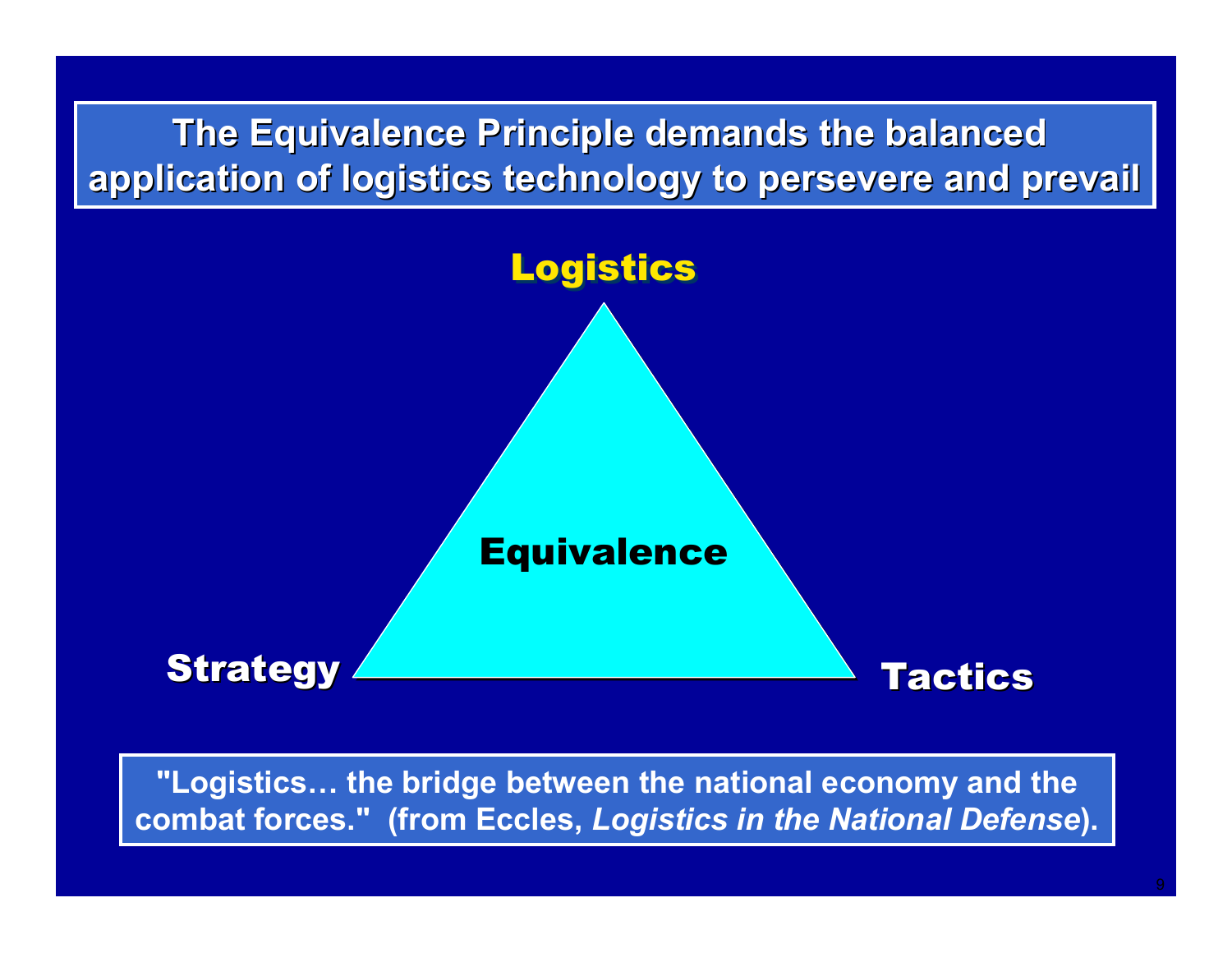# The Equivalence Principle demands the balanced application of logistics technology to persevere and prevail

Logistics

Equivalence

Strategy

Tactics

"Logistics… the bridge between the national economy and the combat forces." (from Eccles, *Logistics in the National Defense*).